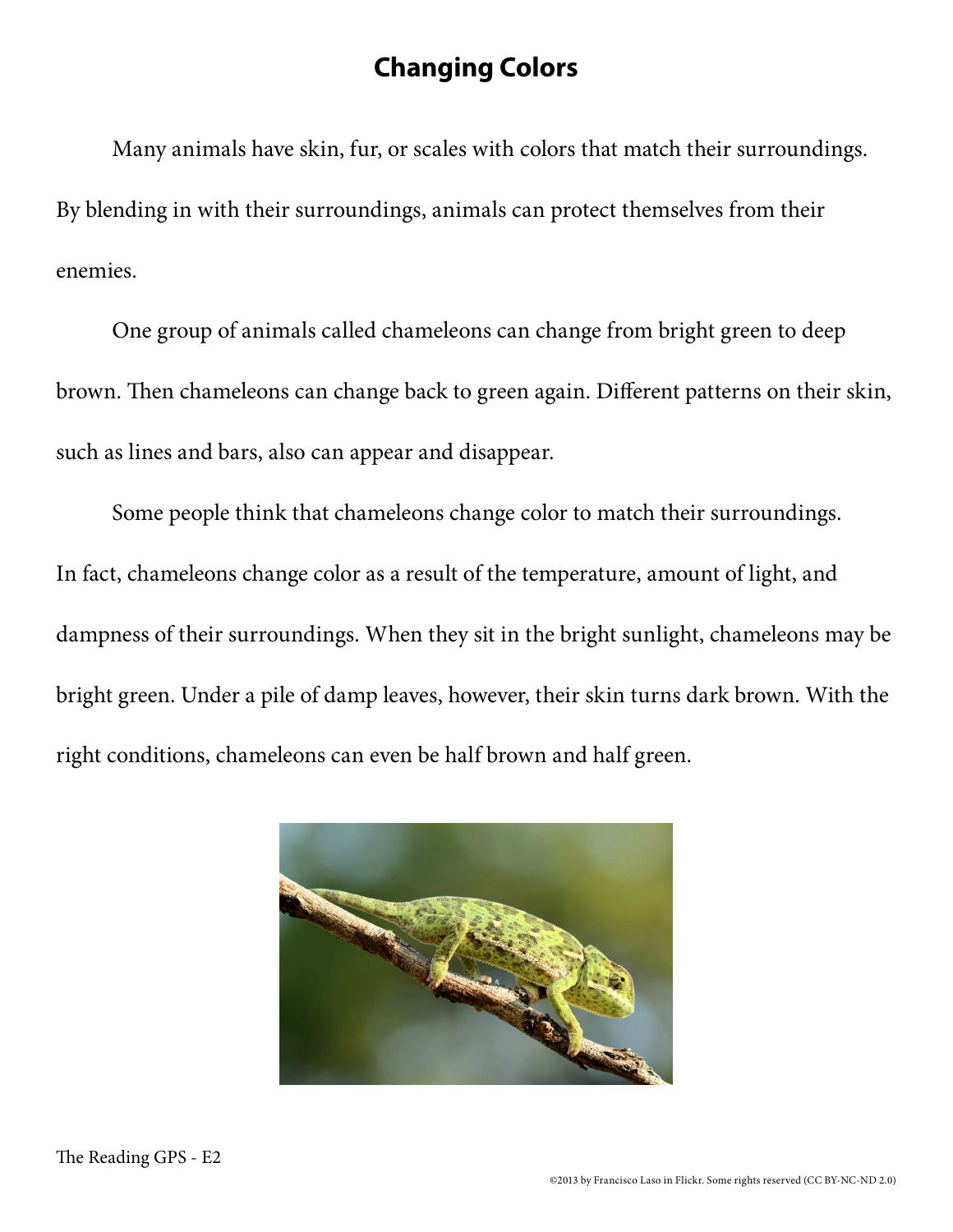# Changing Colors

Many animals have skin, fur, or scales with colors that match their surroundings. By blending in with their surroundings, animals can protect themselves from their enemies.

One group of animals called chameleons can change from bright green to deep brown. Then chameleons can change back to green again. Different patterns on their skin, such as lines and bars, also can appear and disappear.

Some people think that chameleons change color to match their surroundings. In fact, chameleons change color as a result of the temperature, amount of light, and dampness of their surroundings. When they sit in the bright sunlight, chameleons may be bright green. Under a pile of damp leaves, however, their skin turns dark brown. With the right conditions, chameleons can even be half brown and half green.

The Reading GPS - E2

©2013 by Francisco Laso in Flickr. Some rights reserved (CC BY-NC-ND 2.0)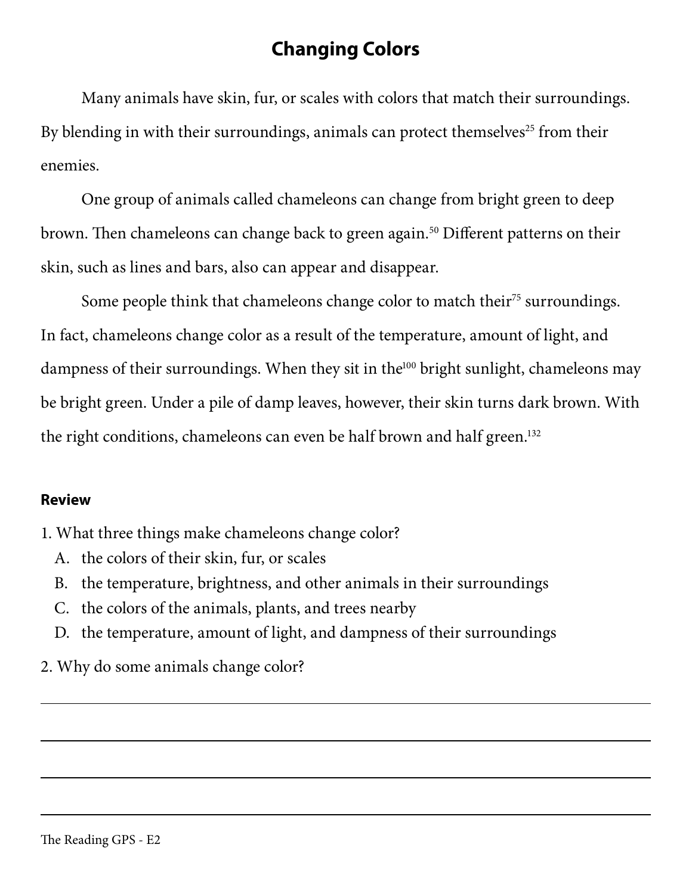# Changing Colors

Many animals have skin, fur, or scales with colors that match their surroundings. By blending in with their surroundings, animals can protect themselves[25] from their enemies.

One group of animals called chameleons can change from bright green to deep brown. Then chameleons can change back to green again.[50] Different patterns on their skin, such as lines and bars, also can appear and disappear.

Some people think that chameleons change color to match their[75] surroundings. In fact, chameleons change color as a result of the temperature, amount of light, and dampness of their surroundings. When they sit in the[100] bright sunlight, chameleons may be bright green. Under a pile of damp leaves, however, their skin turns dark brown. With the right conditions, chameleons can even be half brown and half green.[132]

**Review**

1. What three things make chameleons change color?
   A. the colors of their skin, fur, or scales
   B. the temperature, brightness, and other animals in their surroundings
   C. the colors of the animals, plants, and trees nearby
   D. the temperature, amount of light, and dampness of their surroundings

2. Why do some animals change color?

\_\_\_\_\_\_\_\_\_\_\_\_\_\_\_\_\_\_\_\_\_\_\_\_\_\_\_\_\_\_\_\_\_\_\_\_\_\_\_\_\_\_\_\_\_\_\_\_\_\_\_\_\_\_\_\_\_\_\_\_\_\_\_\_\_\_\_\_\_\_\_\_\_\_\_\_\_\_

\_\_\_\_\_\_\_\_\_\_\_\_\_\_\_\_\_\_\_\_\_\_\_\_\_\_\_\_\_\_\_\_\_\_\_\_\_\_\_\_\_\_\_\_\_\_\_\_\_\_\_\_\_\_\_\_\_\_\_\_\_\_\_\_\_\_\_\_\_\_\_\_\_\_\_\_\_\_

\_\_\_\_\_\_\_\_\_\_\_\_\_\_\_\_\_\_\_\_\_\_\_\_\_\_\_\_\_\_\_\_\_\_\_\_\_\_\_\_\_\_\_\_\_\_\_\_\_\_\_\_\_\_\_\_\_\_\_\_\_\_\_\_\_\_\_\_\_\_\_\_\_\_\_\_\_\_

\_\_\_\_\_\_\_\_\_\_\_\_\_\_\_\_\_\_\_\_\_\_\_\_\_\_\_\_\_\_\_\_\_\_\_\_\_\_\_\_\_\_\_\_\_\_\_\_\_\_\_\_\_\_\_\_\_\_\_\_\_\_\_\_\_\_\_\_\_\_\_\_\_\_\_\_\_\_